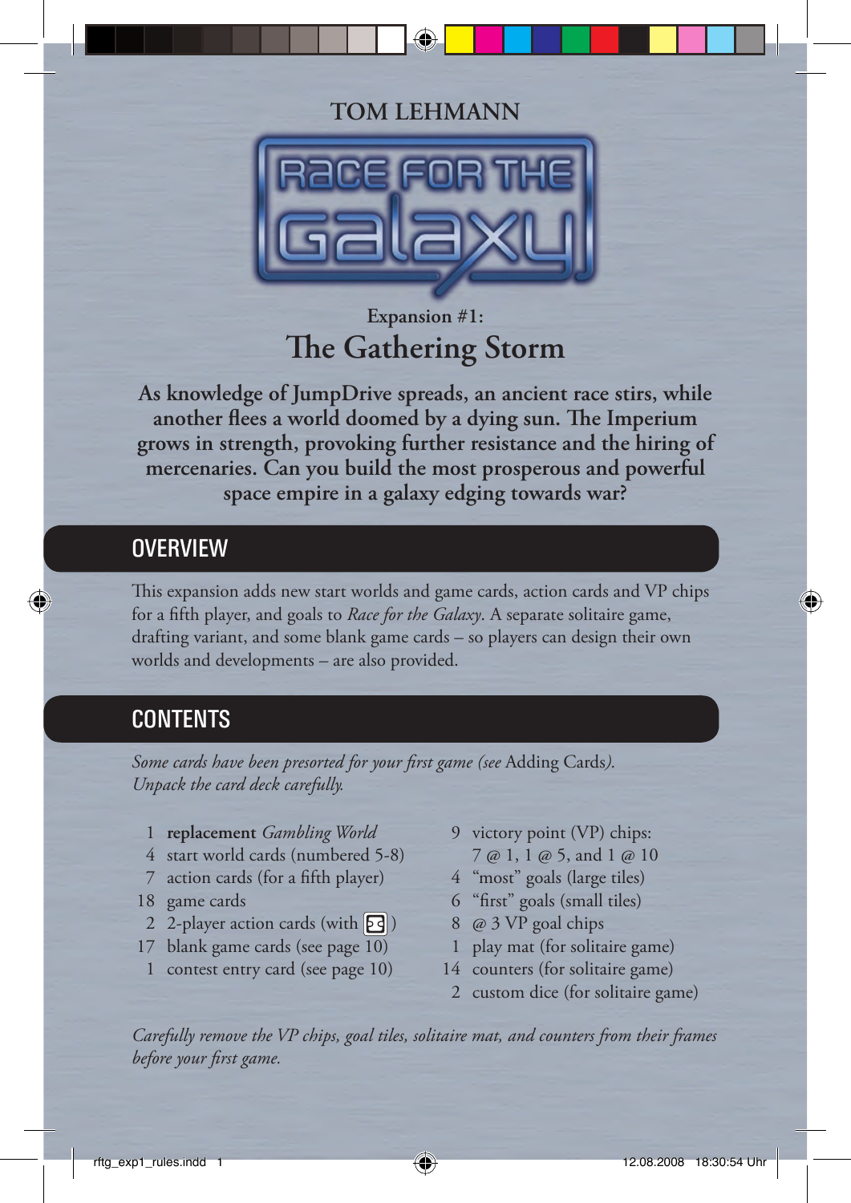TOM LEHMANN

# Race for the Galaxy

Expansion #1:

## The Gathering Storm

**As knowledge of JumpDrive spreads, an ancient race stirs, while another flees a world doomed by a dying sun. The Imperium grows in strength, provoking further resistance and the hiring of mercenaries. Can you build the most prosperous and powerful space empire in a galaxy edging towards war?**

## OVERVIEW

This expansion adds new start worlds and game cards, action cards and VP chips for a fifth player, and goals to *Race for the Galaxy*. A separate solitaire game, drafting variant, and some blank game cards – so players can design their own worlds and developments – are also provided.

## CONTENTS

*Some cards have been presorted for your first game (see* Adding Cards*). Unpack the card deck carefully.*

- 1 **replacement** *Gambling World*
- 4 start world cards (numbered 5-8)
- 7 action cards (for a fifth player)
- 18 game cards
- 2 2-player action cards (with [2-player icon])
- 17 blank game cards (see page 10)
- 1 contest entry card (see page 10)
- 9 victory point (VP) chips: 7 @ 1, 1 @ 5, and 1 @ 10
- 4 "most" goals (large tiles)
- 6 "first" goals (small tiles)
- 8 @ 3 VP goal chips
- 1 play mat (for solitaire game)
- 14 counters (for solitaire game)
- 2 custom dice (for solitaire game)

*Carefully remove the VP chips, goal tiles, solitaire mat, and counters from their frames before your first game.*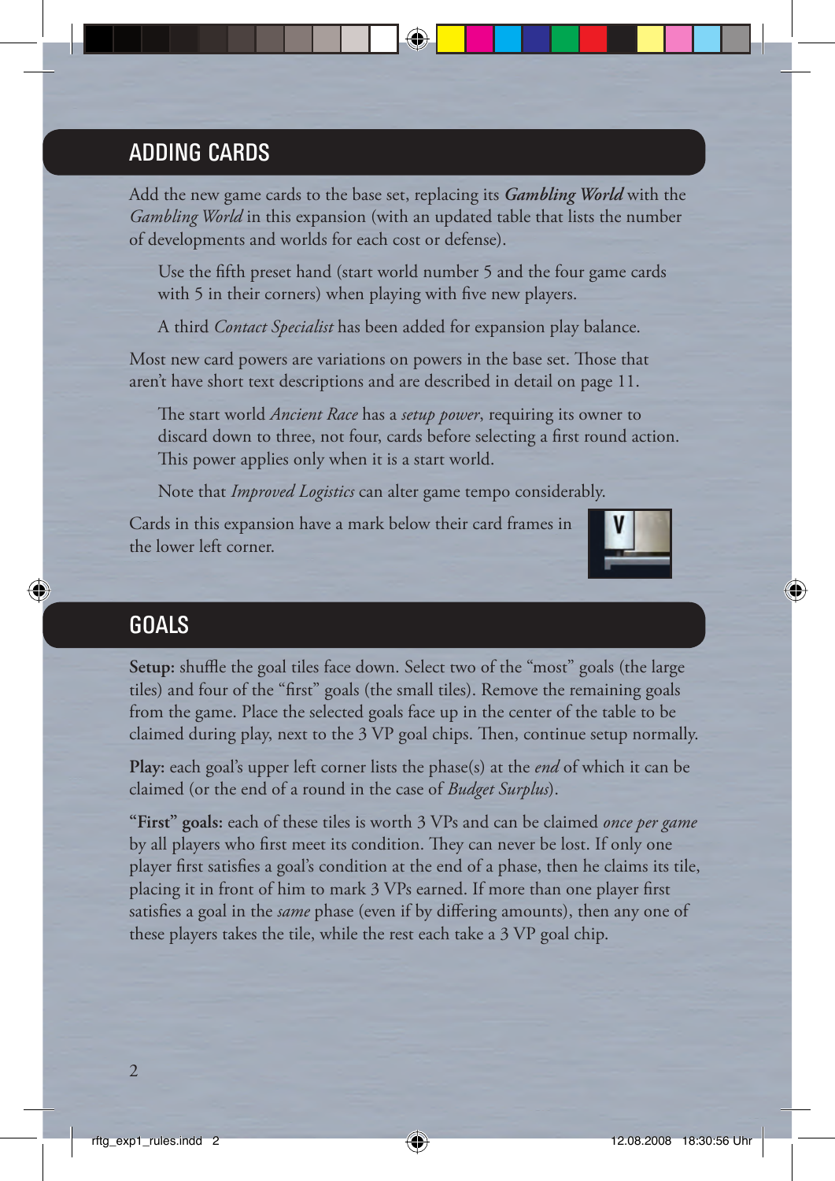## ADDING CARDS

Add the new game cards to the base set, replacing its ***Gambling World*** with the *Gambling World* in this expansion (with an updated table that lists the number of developments and worlds for each cost or defense).

Use the fifth preset hand (start world number 5 and the four game cards with 5 in their corners) when playing with five new players.

A third *Contact Specialist* has been added for expansion play balance.

Most new card powers are variations on powers in the base set. Those that aren't have short text descriptions and are described in detail on page 11.

The start world *Ancient Race* has a *setup power*, requiring its owner to discard down to three, not four, cards before selecting a first round action. This power applies only when it is a start world.

Note that *Improved Logistics* can alter game tempo considerably.

Cards in this expansion have a mark below their card frames in the lower left corner.

## GOALS

**Setup:** shuffle the goal tiles face down. Select two of the "most" goals (the large tiles) and four of the "first" goals (the small tiles). Remove the remaining goals from the game. Place the selected goals face up in the center of the table to be claimed during play, next to the 3 VP goal chips. Then, continue setup normally.

**Play:** each goal's upper left corner lists the phase(s) at the *end* of which it can be claimed (or the end of a round in the case of *Budget Surplus*).

**"First" goals:** each of these tiles is worth 3 VPs and can be claimed *once per game* by all players who first meet its condition. They can never be lost. If only one player first satisfies a goal's condition at the end of a phase, then he claims its tile, placing it in front of him to mark 3 VPs earned. If more than one player first satisfies a goal in the *same* phase (even if by differing amounts), then any one of these players takes the tile, while the rest each take a 3 VP goal chip.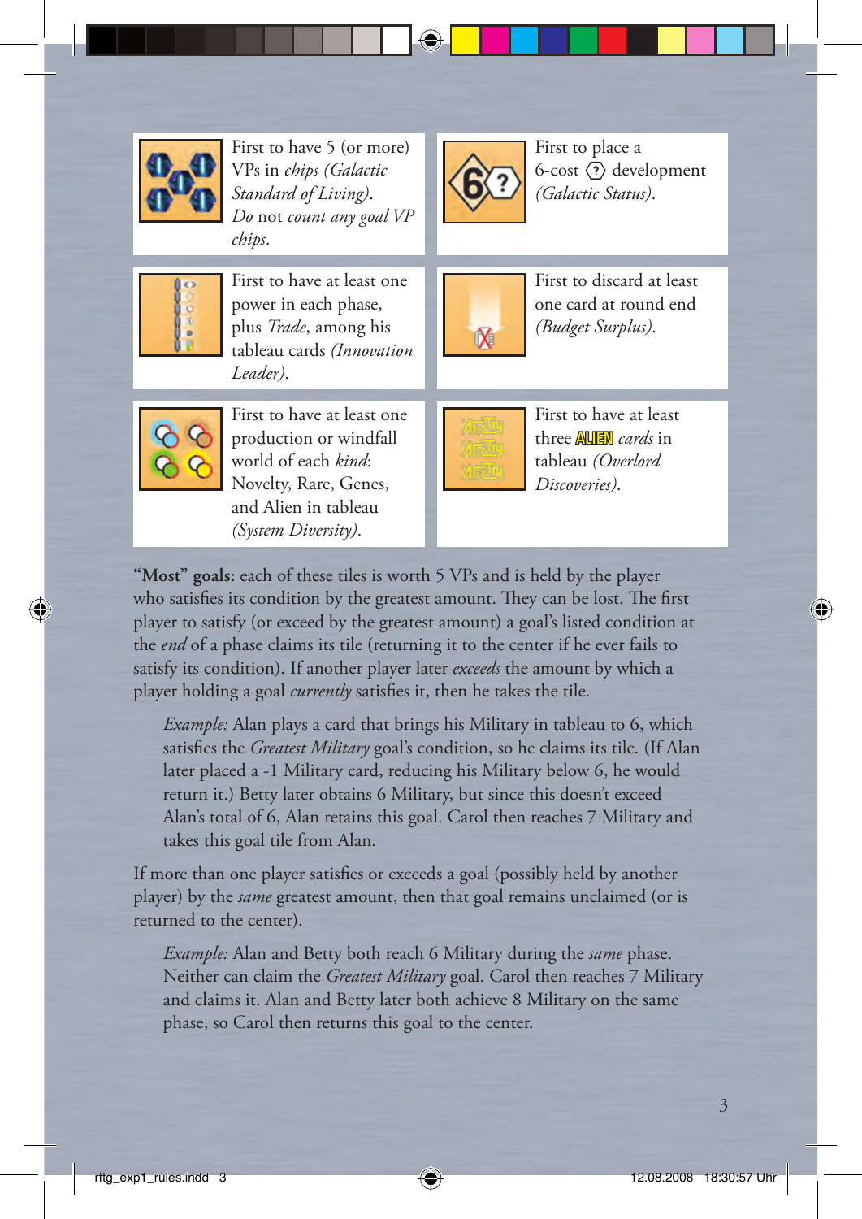First to have 5 (or more) VPs in *chips (Galactic Standard of Living)*. *Do not count any goal VP chips*.

First to place a 6-cost (?) development *(Galactic Status)*.

First to have at least one power in each phase, plus *Trade*, among his tableau cards *(Innovation Leader)*.

First to discard at least one card at round end *(Budget Surplus)*.

First to have at least one production or windfall world of each *kind*: Novelty, Rare, Genes, and Alien in tableau *(System Diversity)*.

First to have at least three ALIEN *cards* in tableau *(Overlord Discoveries)*.

**"Most" goals:** each of these tiles is worth 5 VPs and is held by the player who satisfies its condition by the greatest amount. They can be lost. The first player to satisfy (or exceed by the greatest amount) a goal's listed condition at the *end* of a phase claims its tile (returning it to the center if he ever fails to satisfy its condition). If another player later *exceeds* the amount by which a player holding a goal *currently* satisfies it, then he takes the tile.

> *Example:* Alan plays a card that brings his Military in tableau to 6, which satisfies the *Greatest Military* goal's condition, so he claims its tile. (If Alan later placed a -1 Military card, reducing his Military below 6, he would return it.) Betty later obtains 6 Military, but since this doesn't exceed Alan's total of 6, Alan retains this goal. Carol then reaches 7 Military and takes this goal tile from Alan.

If more than one player satisfies or exceeds a goal (possibly held by another player) by the *same* greatest amount, then that goal remains unclaimed (or is returned to the center).

> *Example:* Alan and Betty both reach 6 Military during the *same* phase. Neither can claim the *Greatest Military* goal. Carol then reaches 7 Military and claims it. Alan and Betty later both achieve 8 Military on the same phase, so Carol then returns this goal to the center.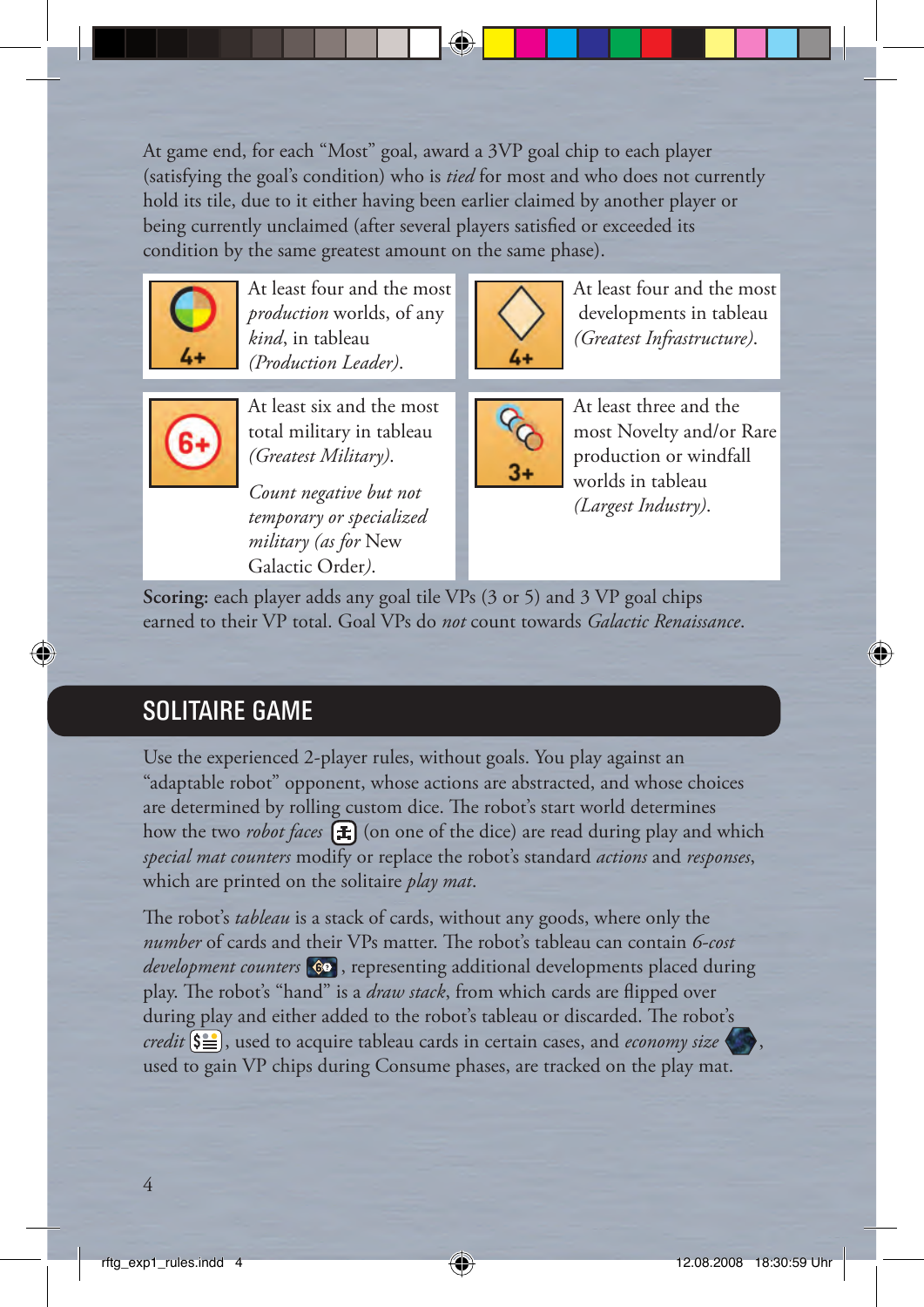At game end, for each "Most" goal, award a 3VP goal chip to each player (satisfying the goal's condition) who is *tied* for most and who does not currently hold its tile, due to it either having been earlier claimed by another player or being currently unclaimed (after several players satisfied or exceeded its condition by the same greatest amount on the same phase).

| | |
|---|---|
| 4+ At least four and the most *production* worlds, of any *kind*, in tableau *(Production Leader)*. | 4+ At least four and the most developments in tableau *(Greatest Infrastructure)*. |
| 6+ At least six and the most total military in tableau *(Greatest Military)*. *Count negative but not temporary or specialized military (as for* New Galactic Order*)*. | 3+ At least three and the most Novelty and/or Rare production or windfall worlds in tableau *(Largest Industry)*. |

**Scoring:** each player adds any goal tile VPs (3 or 5) and 3 VP goal chips earned to their VP total. Goal VPs do *not* count towards *Galactic Renaissance*.

## SOLITAIRE GAME

Use the experienced 2-player rules, without goals. You play against an "adaptable robot" opponent, whose actions are abstracted, and whose choices are determined by rolling custom dice. The robot's start world determines how the two *robot faces* (on one of the dice) are read during play and which *special mat counters* modify or replace the robot's standard *actions* and *responses*, which are printed on the solitaire *play mat*.

The robot's *tableau* is a stack of cards, without any goods, where only the *number* of cards and their VPs matter. The robot's tableau can contain *6-cost development counters*, representing additional developments placed during play. The robot's "hand" is a *draw stack*, from which cards are flipped over during play and either added to the robot's tableau or discarded. The robot's *credit*, used to acquire tableau cards in certain cases, and *economy size*, used to gain VP chips during Consume phases, are tracked on the play mat.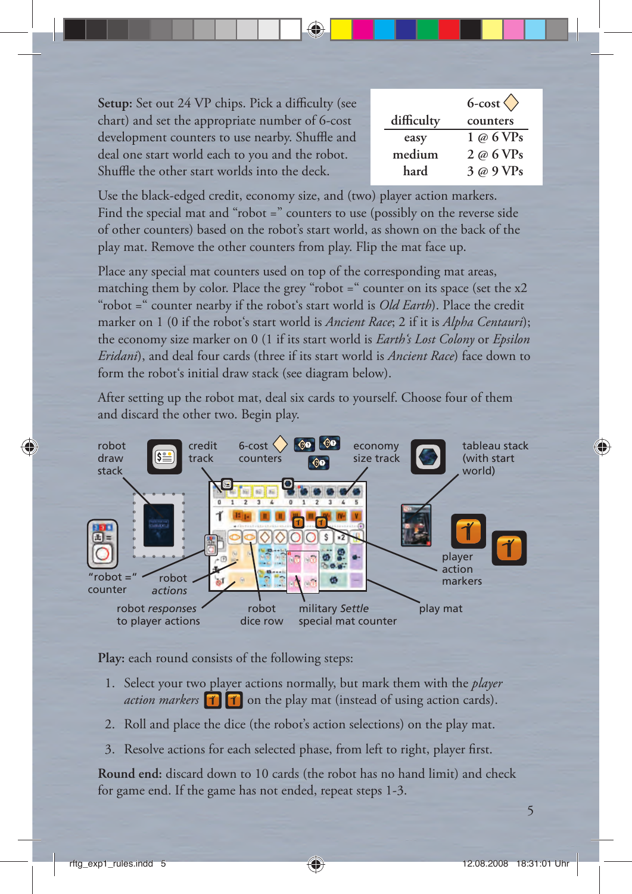**Setup:** Set out 24 VP chips. Pick a difficulty (see chart) and set the appropriate number of 6-cost development counters to use nearby. Shuffle and deal one start world each to you and the robot. Shuffle the other start worlds into the deck.

| difficulty | 6-cost ◇ counters |
|---|---|
| easy | 1 @ 6 VPs |
| medium | 2 @ 6 VPs |
| hard | 3 @ 9 VPs |

Use the black-edged credit, economy size, and (two) player action markers. Find the special mat and "robot =" counters to use (possibly on the reverse side of other counters) based on the robot's start world, as shown on the back of the play mat. Remove the other counters from play. Flip the mat face up.

Place any special mat counters used on top of the corresponding mat areas, matching them by color. Place the grey "robot =" counter on its space (set the x2 "robot =" counter nearby if the robot's start world is *Old Earth*). Place the credit marker on 1 (0 if the robot's start world is *Ancient Race*; 2 if it is *Alpha Centauri*); the economy size marker on 0 (1 if its start world is *Earth's Lost Colony* or *Epsilon Eridani*), and deal four cards (three if its start world is *Ancient Race*) face down to form the robot's initial draw stack (see diagram below).

After setting up the robot mat, deal six cards to yourself. Choose four of them and discard the other two. Begin play.

robot draw stack

credit track

6-cost ◇ counters

economy size track

tableau stack (with start world)

"robot =" counter

robot *actions*

robot *responses* to player actions

robot dice row

military *Settle* special mat counter

play mat

player action markers

**Play:** each round consists of the following steps:

1. Select your two player actions normally, but mark them with the *player action markers* on the play mat (instead of using action cards).
2. Roll and place the dice (the robot's action selections) on the play mat.
3. Resolve actions for each selected phase, from left to right, player first.

**Round end:** discard down to 10 cards (the robot has no hand limit) and check for game end. If the game has not ended, repeat steps 1-3.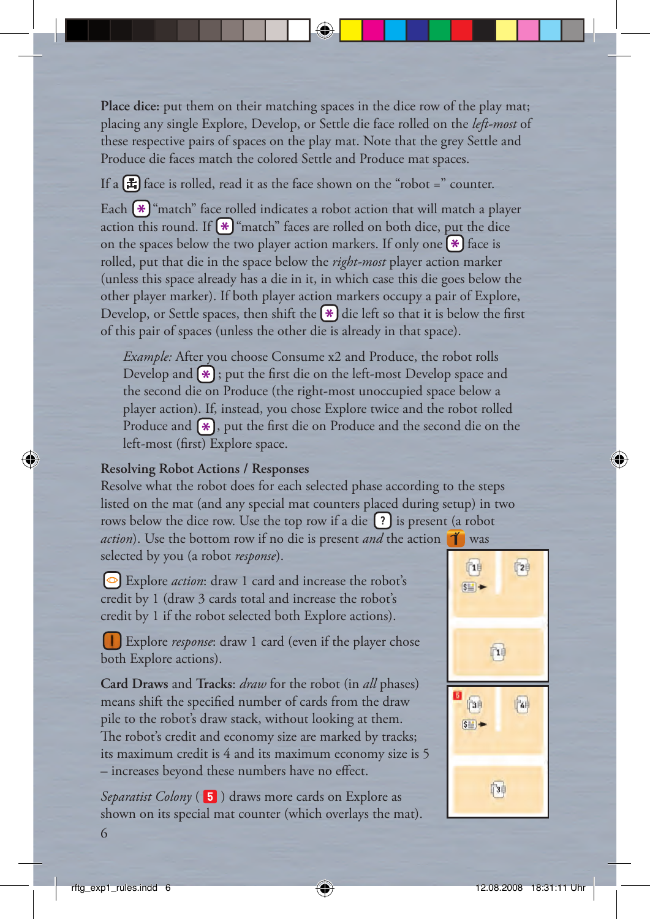**Place dice:** put them on their matching spaces in the dice row of the play mat; placing any single Explore, Develop, or Settle die face rolled on the *left-most* of these respective pairs of spaces on the play mat. Note that the grey Settle and Produce die faces match the colored Settle and Produce mat spaces.

If a face is rolled, read it as the face shown on the "robot =" counter.

Each "match" face rolled indicates a robot action that will match a player action this round. If "match" faces are rolled on both dice, put the dice on the spaces below the two player action markers. If only one face is rolled, put that die in the space below the *right-most* player action marker (unless this space already has a die in it, in which case this die goes below the other player marker). If both player action markers occupy a pair of Explore, Develop, or Settle spaces, then shift the die left so that it is below the first of this pair of spaces (unless the other die is already in that space).

> *Example:* After you choose Consume x2 and Produce, the robot rolls Develop and ; put the first die on the left-most Develop space and the second die on Produce (the right-most unoccupied space below a player action). If, instead, you chose Explore twice and the robot rolled Produce and , put the first die on Produce and the second die on the left-most (first) Explore space.

**Resolving Robot Actions / Responses**

Resolve what the robot does for each selected phase according to the steps listed on the mat (and any special mat counters placed during setup) in two rows below the dice row. Use the top row if a die is present (a robot *action*). Use the bottom row if no die is present *and* the action was selected by you (a robot *response*).

Explore *action*: draw 1 card and increase the robot's credit by 1 (draw 3 cards total and increase the robot's credit by 1 if the robot selected both Explore actions).

Explore *response*: draw 1 card (even if the player chose both Explore actions).

**Card Draws** and **Tracks**: *draw* for the robot (in *all* phases) means shift the specified number of cards from the draw pile to the robot's draw stack, without looking at them. The robot's credit and economy size are marked by tracks; its maximum credit is 4 and its maximum economy size is 5 – increases beyond these numbers have no effect.

*Separatist Colony* ( 5 ) draws more cards on Explore as shown on its special mat counter (which overlays the mat).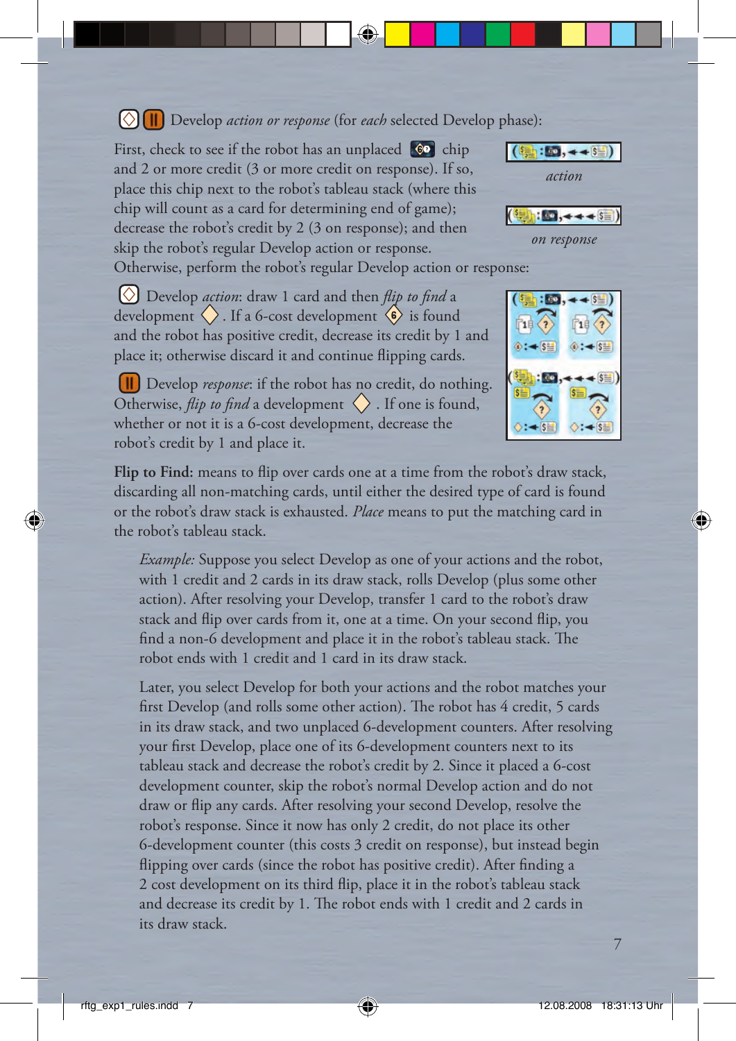Develop *action or response* (for *each* selected Develop phase):

First, check to see if the robot has an unplaced chip and 2 or more credit (3 or more credit on response). If so, place this chip next to the robot's tableau stack (where this chip will count as a card for determining end of game); decrease the robot's credit by 2 (3 on response); and then skip the robot's regular Develop action or response. Otherwise, perform the robot's regular Develop action or response:

*action*

*on response*

Develop *action*: draw 1 card and then *flip to find* a development . If a 6-cost development is found and the robot has positive credit, decrease its credit by 1 and place it; otherwise discard it and continue flipping cards.

Develop *response*: if the robot has no credit, do nothing. Otherwise, *flip to find* a development . If one is found, whether or not it is a 6-cost development, decrease the robot's credit by 1 and place it.

**Flip to Find:** means to flip over cards one at a time from the robot's draw stack, discarding all non-matching cards, until either the desired type of card is found or the robot's draw stack is exhausted. *Place* means to put the matching card in the robot's tableau stack.

> *Example:* Suppose you select Develop as one of your actions and the robot, with 1 credit and 2 cards in its draw stack, rolls Develop (plus some other action). After resolving your Develop, transfer 1 card to the robot's draw stack and flip over cards from it, one at a time. On your second flip, you find a non-6 development and place it in the robot's tableau stack. The robot ends with 1 credit and 1 card in its draw stack.
>
> Later, you select Develop for both your actions and the robot matches your first Develop (and rolls some other action). The robot has 4 credit, 5 cards in its draw stack, and two unplaced 6-development counters. After resolving your first Develop, place one of its 6-development counters next to its tableau stack and decrease the robot's credit by 2. Since it placed a 6-cost development counter, skip the robot's normal Develop action and do not draw or flip any cards. After resolving your second Develop, resolve the robot's response. Since it now has only 2 credit, do not place its other 6-development counter (this costs 3 credit on response), but instead begin flipping over cards (since the robot has positive credit). After finding a 2 cost development on its third flip, place it in the robot's tableau stack and decrease its credit by 1. The robot ends with 1 credit and 2 cards in its draw stack.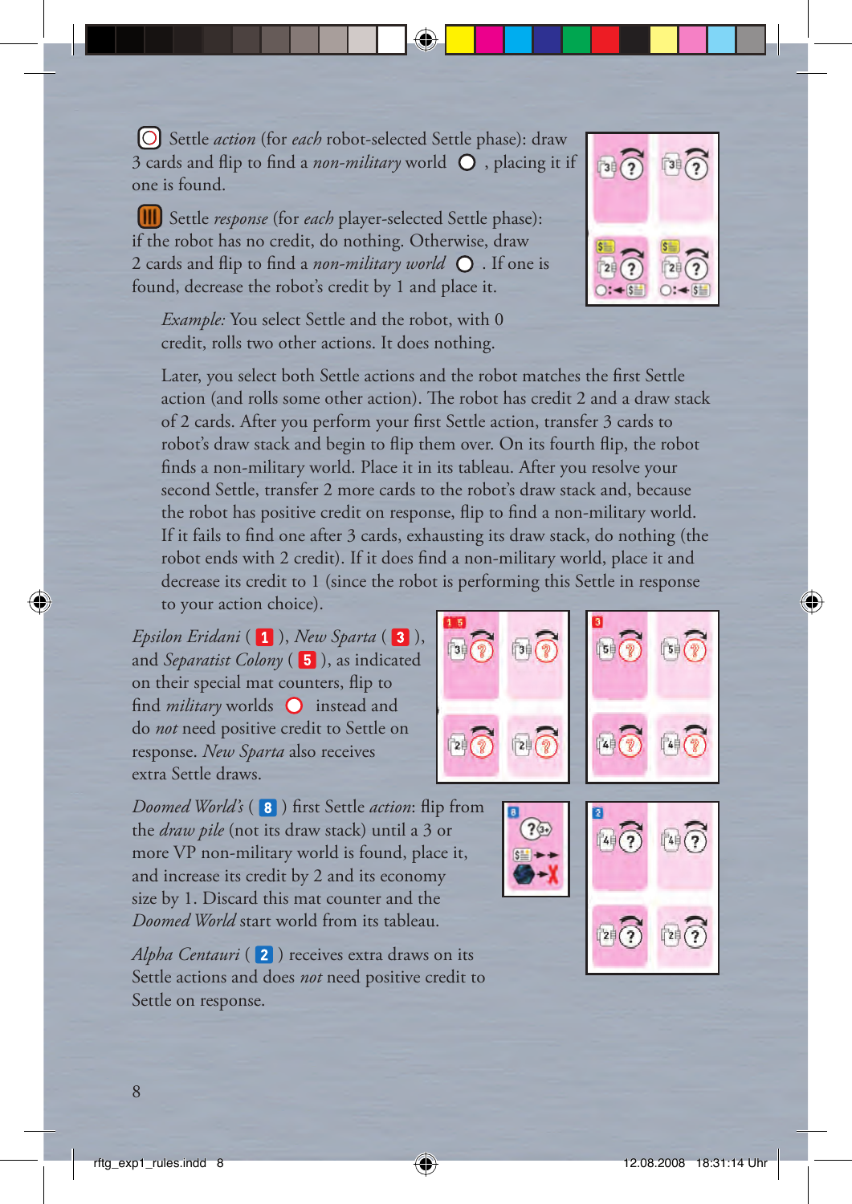Settle *action* (for *each* robot-selected Settle phase): draw 3 cards and flip to find a *non-military* world, placing it if one is found.

Settle *response* (for *each* player-selected Settle phase): if the robot has no credit, do nothing. Otherwise, draw 2 cards and flip to find a *non-military world*. If one is found, decrease the robot's credit by 1 and place it.

*Example:* You select Settle and the robot, with 0 credit, rolls two other actions. It does nothing.

Later, you select both Settle actions and the robot matches the first Settle action (and rolls some other action). The robot has credit 2 and a draw stack of 2 cards. After you perform your first Settle action, transfer 3 cards to robot's draw stack and begin to flip them over. On its fourth flip, the robot finds a non-military world. Place it in its tableau. After you resolve your second Settle, transfer 2 more cards to the robot's draw stack and, because the robot has positive credit on response, flip to find a non-military world. If it fails to find one after 3 cards, exhausting its draw stack, do nothing (the robot ends with 2 credit). If it does find a non-military world, place it and decrease its credit to 1 (since the robot is performing this Settle in response to your action choice).

*Epsilon Eridani* ( 1 ), *New Sparta* ( 3 ), and *Separatist Colony* ( 5 ), as indicated on their special mat counters, flip to find *military* worlds instead and do *not* need positive credit to Settle on response. *New Sparta* also receives extra Settle draws.

*Doomed World's* ( 8 ) first Settle *action*: flip from the *draw pile* (not its draw stack) until a 3 or more VP non-military world is found, place it, and increase its credit by 2 and its economy size by 1. Discard this mat counter and the *Doomed World* start world from its tableau.

*Alpha Centauri* ( 2 ) receives extra draws on its Settle actions and does *not* need positive credit to Settle on response.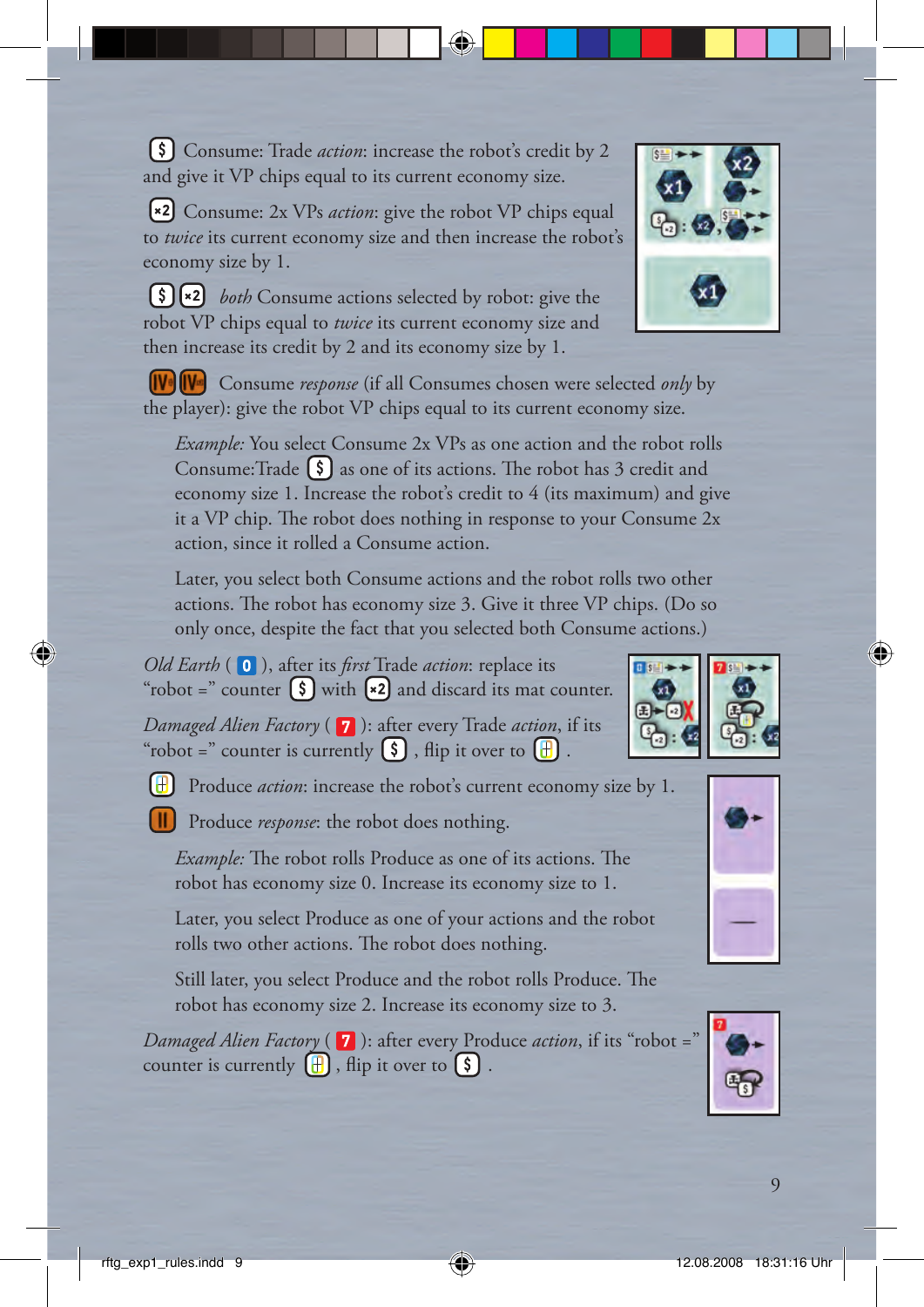[$] Consume: Trade *action*: increase the robot's credit by 2 and give it VP chips equal to its current economy size.

[×2] Consume: 2x VPs *action*: give the robot VP chips equal to *twice* its current economy size and then increase the robot's economy size by 1.

[$] [×2] *both* Consume actions selected by robot: give the robot VP chips equal to *twice* its current economy size and then increase its credit by 2 and its economy size by 1.

[IV] [IV] Consume *response* (if all Consumes chosen were selected *only* by the player): give the robot VP chips equal to its current economy size.

> *Example:* You select Consume 2x VPs as one action and the robot rolls Consume:Trade [$] as one of its actions. The robot has 3 credit and economy size 1. Increase the robot's credit to 4 (its maximum) and give it a VP chip. The robot does nothing in response to your Consume 2x action, since it rolled a Consume action.
>
> Later, you select both Consume actions and the robot rolls two other actions. The robot has economy size 3. Give it three VP chips. (Do so only once, despite the fact that you selected both Consume actions.)

*Old Earth* ( [0] ), after its *first* Trade *action*: replace its "robot =" counter [$] with [×2] and discard its mat counter.

*Damaged Alien Factory* ( [7] ): after every Trade *action*, if its "robot =" counter is currently [$] , flip it over to [produce] .

[produce] Produce *action*: increase the robot's current economy size by 1.

[II] Produce *response*: the robot does nothing.

> *Example:* The robot rolls Produce as one of its actions. The robot has economy size 0. Increase its economy size to 1.
>
> Later, you select Produce as one of your actions and the robot rolls two other actions. The robot does nothing.
>
> Still later, you select Produce and the robot rolls Produce. The robot has economy size 2. Increase its economy size to 3.

*Damaged Alien Factory* ( [7] ): after every Produce *action*, if its "robot =" counter is currently [produce] , flip it over to [$] .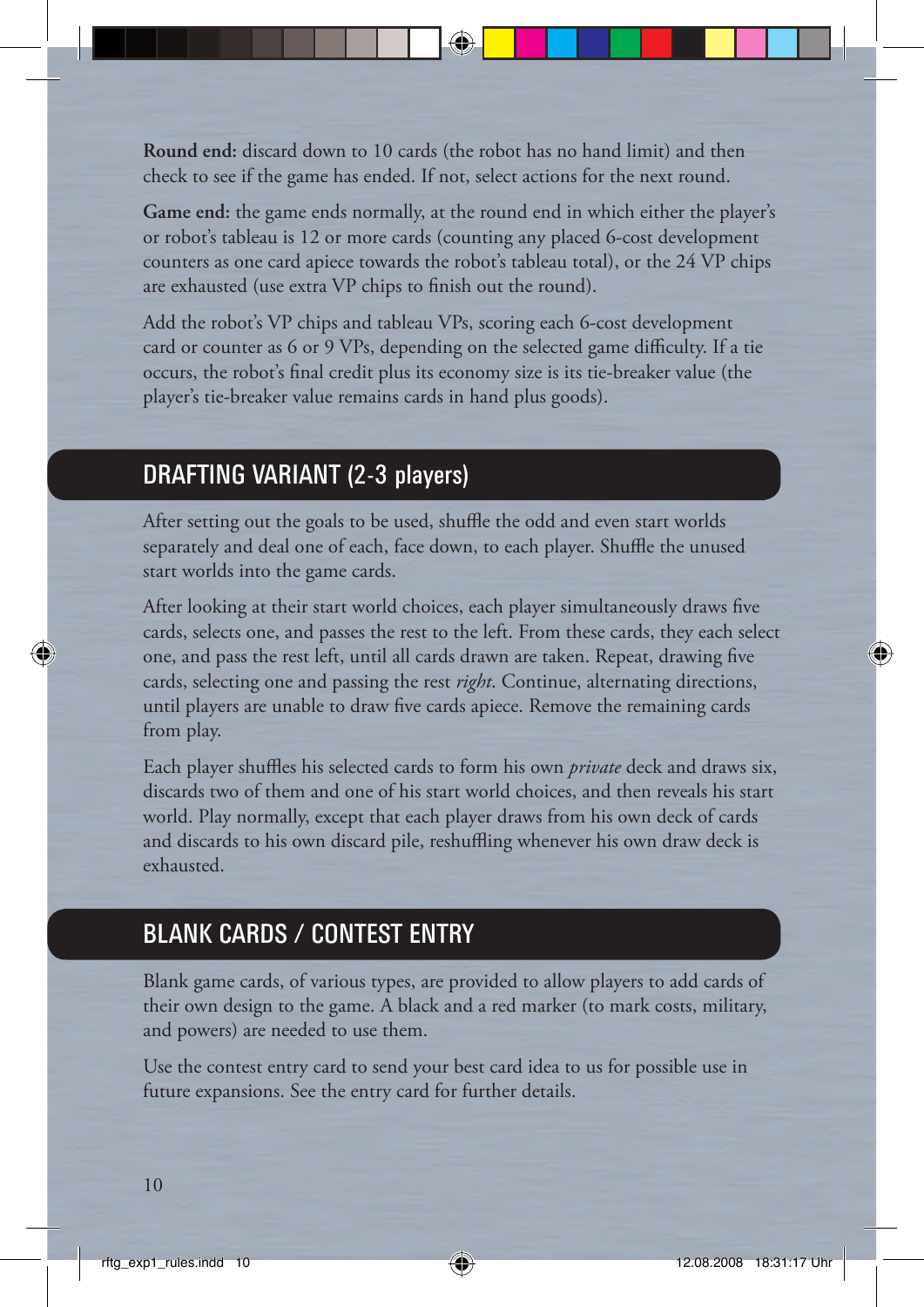**Round end:** discard down to 10 cards (the robot has no hand limit) and then check to see if the game has ended. If not, select actions for the next round.

**Game end:** the game ends normally, at the round end in which either the player's or robot's tableau is 12 or more cards (counting any placed 6-cost development counters as one card apiece towards the robot's tableau total), or the 24 VP chips are exhausted (use extra VP chips to finish out the round).

Add the robot's VP chips and tableau VPs, scoring each 6-cost development card or counter as 6 or 9 VPs, depending on the selected game difficulty. If a tie occurs, the robot's final credit plus its economy size is its tie-breaker value (the player's tie-breaker value remains cards in hand plus goods).

## DRAFTING VARIANT (2-3 players)

After setting out the goals to be used, shuffle the odd and even start worlds separately and deal one of each, face down, to each player. Shuffle the unused start worlds into the game cards.

After looking at their start world choices, each player simultaneously draws five cards, selects one, and passes the rest to the left. From these cards, they each select one, and pass the rest left, until all cards drawn are taken. Repeat, drawing five cards, selecting one and passing the rest *right*. Continue, alternating directions, until players are unable to draw five cards apiece. Remove the remaining cards from play.

Each player shuffles his selected cards to form his own *private* deck and draws six, discards two of them and one of his start world choices, and then reveals his start world. Play normally, except that each player draws from his own deck of cards and discards to his own discard pile, reshuffling whenever his own draw deck is exhausted.

## BLANK CARDS / CONTEST ENTRY

Blank game cards, of various types, are provided to allow players to add cards of their own design to the game. A black and a red marker (to mark costs, military, and powers) are needed to use them.

Use the contest entry card to send your best card idea to us for possible use in future expansions. See the entry card for further details.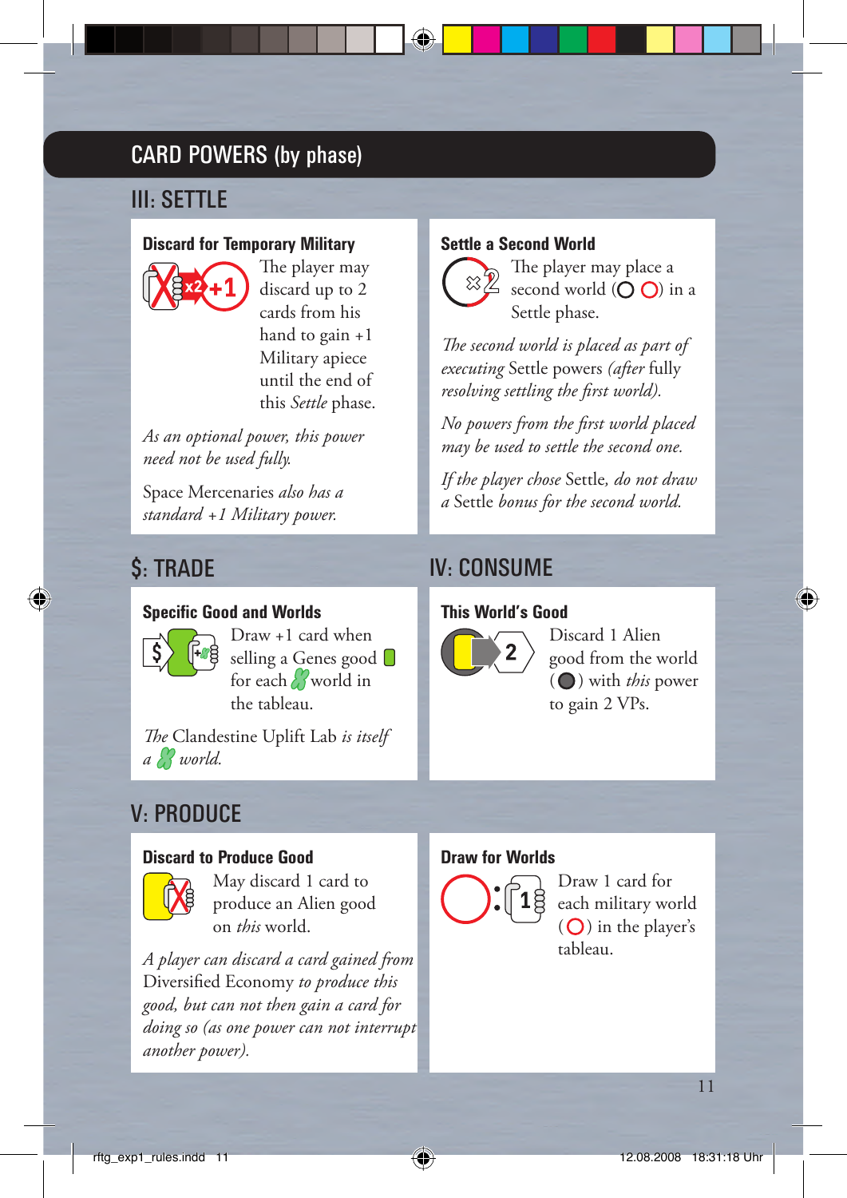# CARD POWERS (by phase)

## III: SETTLE

### Discard for Temporary Military

The player may discard up to 2 cards from his hand to gain +1 Military apiece until the end of this *Settle* phase.

*As an optional power, this power need not be used fully.*

Space Mercenaries *also has a standard +1 Military power.*

### Settle a Second World

The player may place a second world ( ) in a Settle phase.

*The second world is placed as part of executing* Settle powers *(after* fully *resolving settling the first world).*

*No powers from the first world placed may be used to settle the second one.*

*If the player chose* Settle, *do not draw a* Settle *bonus for the second world.*

## $: TRADE

### Specific Good and Worlds

Draw +1 card when selling a Genes good for each world in the tableau.

*The* Clandestine Uplift Lab *is itself a world.*

## IV: CONSUME

### This World's Good

Discard 1 Alien good from the world ( ) with *this* power to gain 2 VPs.

## V: PRODUCE

### Discard to Produce Good

May discard 1 card to produce an Alien good on *this* world.

*A player can discard a card gained from* Diversified Economy *to produce this good, but can not then gain a card for doing so (as one power can not interrupt another power).*

### Draw for Worlds

Draw 1 card for each military world ( ) in the player's tableau.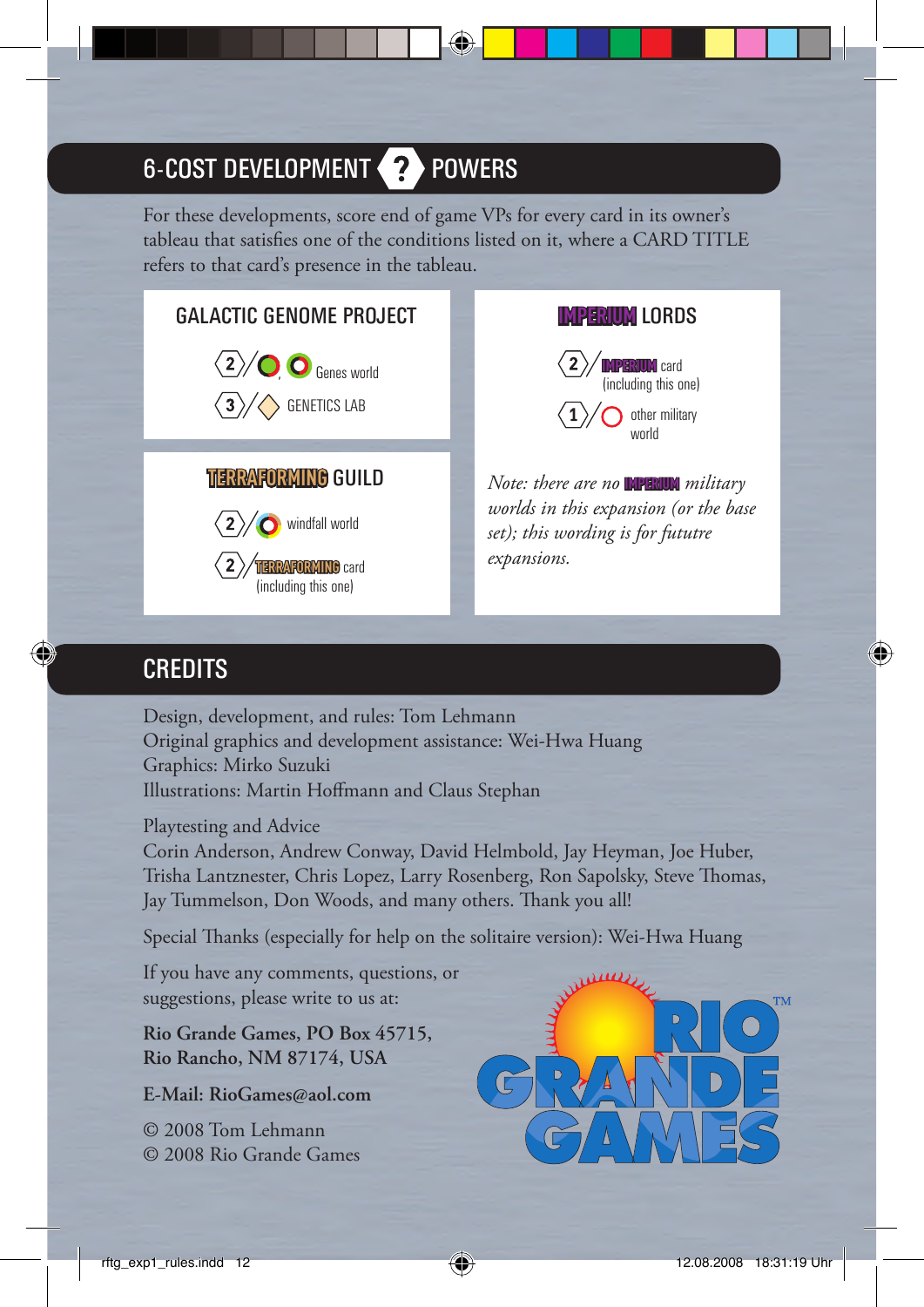## 6-COST DEVELOPMENT ? POWERS

For these developments, score end of game VPs for every card in its owner's tableau that satisfies one of the conditions listed on it, where a CARD TITLE refers to that card's presence in the tableau.

### GALACTIC GENOME PROJECT

2 / Genes world

3 / GENETICS LAB

### TERRAFORMING GUILD

2 / windfall world

2 / TERRAFORMING card (including this one)

### IMPERIUM LORDS

2 / IMPERIUM card (including this one)

1 / other military world

*Note: there are no IMPERIUM military worlds in this expansion (or the base set); this wording is for fututre expansions.*

## CREDITS

Design, development, and rules: Tom Lehmann
Original graphics and development assistance: Wei-Hwa Huang
Graphics: Mirko Suzuki
Illustrations: Martin Hoffmann and Claus Stephan

Playtesting and Advice
Corin Anderson, Andrew Conway, David Helmbold, Jay Heyman, Joe Huber, Trisha Lantznester, Chris Lopez, Larry Rosenberg, Ron Sapolsky, Steve Thomas, Jay Tummelson, Don Woods, and many others. Thank you all!

Special Thanks (especially for help on the solitaire version): Wei-Hwa Huang

If you have any comments, questions, or suggestions, please write to us at:

**Rio Grande Games, PO Box 45715,**
**Rio Rancho, NM 87174, USA**

**E-Mail: RioGames@aol.com**

© 2008 Tom Lehmann
© 2008 Rio Grande Games

RIO GRANDE GAMES™